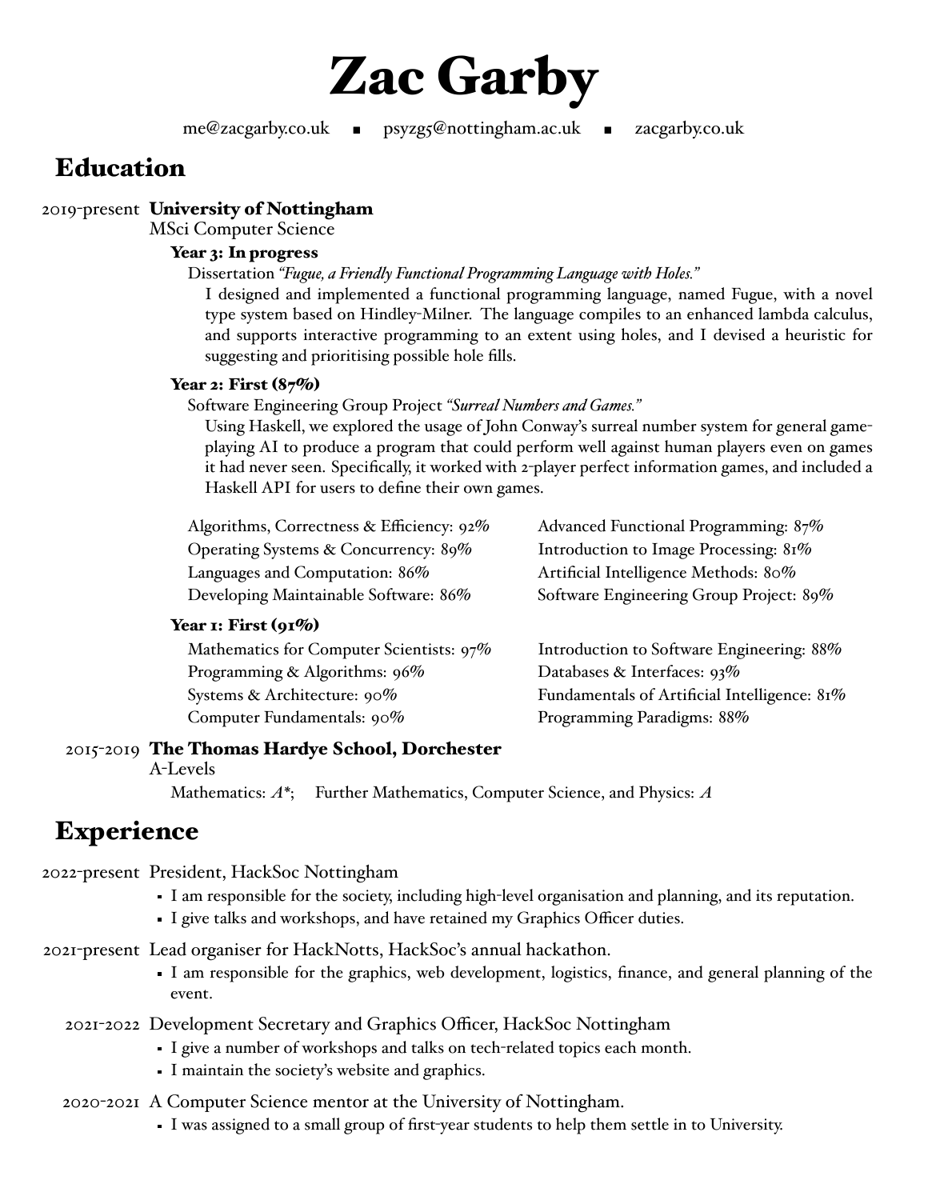# Zac Garby

me@zacgarby.co.uk ▪ psyzg5@nottingham.ac.uk ▪ zacgarby.co.uk

## Education

**2019-present** **University of Nottingham**
MSci Computer Science

### Year 3: In progress

Dissertation *"Fugue, a Friendly Functional Programming Language with Holes."*

I designed and implemented a functional programming language, named Fugue, with a novel type system based on Hindley-Milner. The language compiles to an enhanced lambda calculus, and supports interactive programming to an extent using holes, and I devised a heuristic for suggesting and prioritising possible hole fills.

### Year 2: First (87%)

Software Engineering Group Project *"Surreal Numbers and Games."*

Using Haskell, we explored the usage of John Conway's surreal number system for general game-playing AI to produce a program that could perform well against human players even on games it had never seen. Specifically, it worked with 2-player perfect information games, and included a Haskell API for users to define their own games.

- Algorithms, Correctness & Efficiency: *92%*
- Operating Systems & Concurrency: *89%*
- Languages and Computation: *86%*
- Developing Maintainable Software: *86%*
- Advanced Functional Programming: *87%*
- Introduction to Image Processing: *81%*
- Artificial Intelligence Methods: *80%*
- Software Engineering Group Project: *89%*

### Year 1: First (91%)

- Mathematics for Computer Scientists: *97%*
- Programming & Algorithms: *96%*
- Systems & Architecture: *90%*
- Computer Fundamentals: *90%*
- Introduction to Software Engineering: *88%*
- Databases & Interfaces: *93%*
- Fundamentals of Artificial Intelligence: *81%*
- Programming Paradigms: *88%*

**2015-2019** **The Thomas Hardye School, Dorchester**
A-Levels

Mathematics: *A\**; Further Mathematics, Computer Science, and Physics: *A*

## Experience

**2022-present** President, HackSoc Nottingham

- I am responsible for the society, including high-level organisation and planning, and its reputation.
- I give talks and workshops, and have retained my Graphics Officer duties.

**2021-present** Lead organiser for HackNotts, HackSoc's annual hackathon.

- I am responsible for the graphics, web development, logistics, finance, and general planning of the event.

**2021-2022** Development Secretary and Graphics Officer, HackSoc Nottingham

- I give a number of workshops and talks on tech-related topics each month.
- I maintain the society's website and graphics.

**2020-2021** A Computer Science mentor at the University of Nottingham.

- I was assigned to a small group of first-year students to help them settle in to University.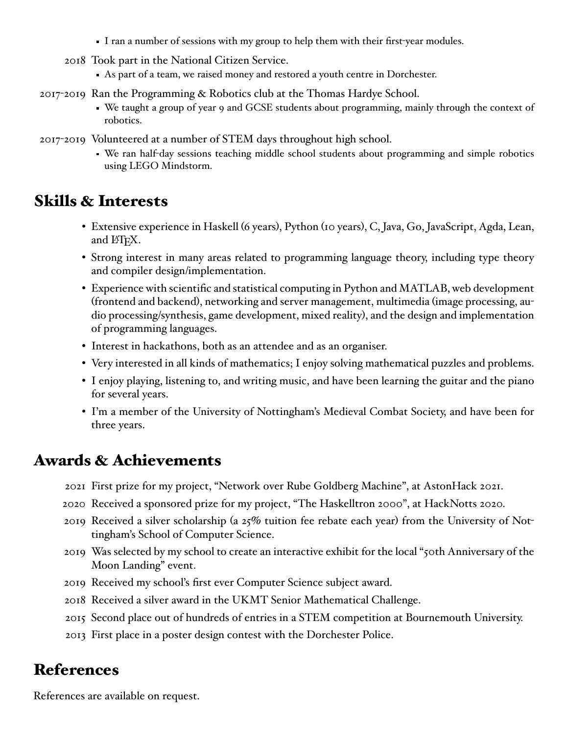- I ran a number of sessions with my group to help them with their first-year modules.

2018 Took part in the National Citizen Service.

  - As part of a team, we raised money and restored a youth centre in Dorchester.

2017-2019 Ran the Programming & Robotics club at the Thomas Hardye School.

  - We taught a group of year 9 and GCSE students about programming, mainly through the context of robotics.

2017-2019 Volunteered at a number of STEM days throughout high school.

  - We ran half-day sessions teaching middle school students about programming and simple robotics using LEGO Mindstorm.

## Skills & Interests

- Extensive experience in Haskell (6 years), Python (10 years), C, Java, Go, JavaScript, Agda, Lean, and LaTeX.
- Strong interest in many areas related to programming language theory, including type theory and compiler design/implementation.
- Experience with scientific and statistical computing in Python and MATLAB, web development (frontend and backend), networking and server management, multimedia (image processing, audio processing/synthesis, game development, mixed reality), and the design and implementation of programming languages.
- Interest in hackathons, both as an attendee and as an organiser.
- Very interested in all kinds of mathematics; I enjoy solving mathematical puzzles and problems.
- I enjoy playing, listening to, and writing music, and have been learning the guitar and the piano for several years.
- I'm a member of the University of Nottingham's Medieval Combat Society, and have been for three years.

## Awards & Achievements

2021 First prize for my project, "Network over Rube Goldberg Machine", at AstonHack 2021.

2020 Received a sponsored prize for my project, "The Haskelltron 2000", at HackNotts 2020.

2019 Received a silver scholarship (a 25% tuition fee rebate each year) from the University of Nottingham's School of Computer Science.

2019 Was selected by my school to create an interactive exhibit for the local "50th Anniversary of the Moon Landing" event.

2019 Received my school's first ever Computer Science subject award.

2018 Received a silver award in the UKMT Senior Mathematical Challenge.

2015 Second place out of hundreds of entries in a STEM competition at Bournemouth University.

2013 First place in a poster design contest with the Dorchester Police.

## References

References are available on request.